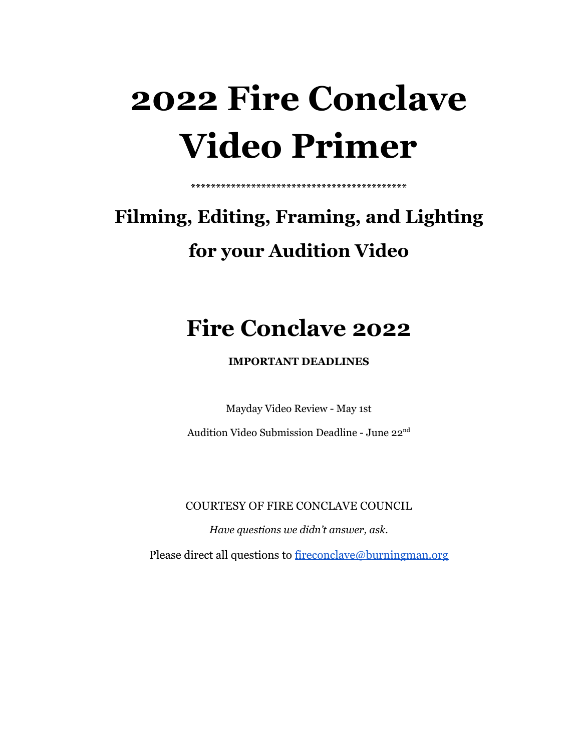# 2022 Fire Conclave Video Primer

*******************************************

## Filming, Editing, Framing, and Lighting for your Audition Video

# Fire Conclave 2022

**IMPORTANT DEADLINES**

Mayday Video Review - May 1st

Audition Video Submission Deadline - June 22nd

COURTESY OF FIRE CONCLAVE COUNCIL

*Have questions we didn't answer, ask.*

Please direct all questions to [fireconclave@burningman.org](mailto:fireconclave@burningman.org)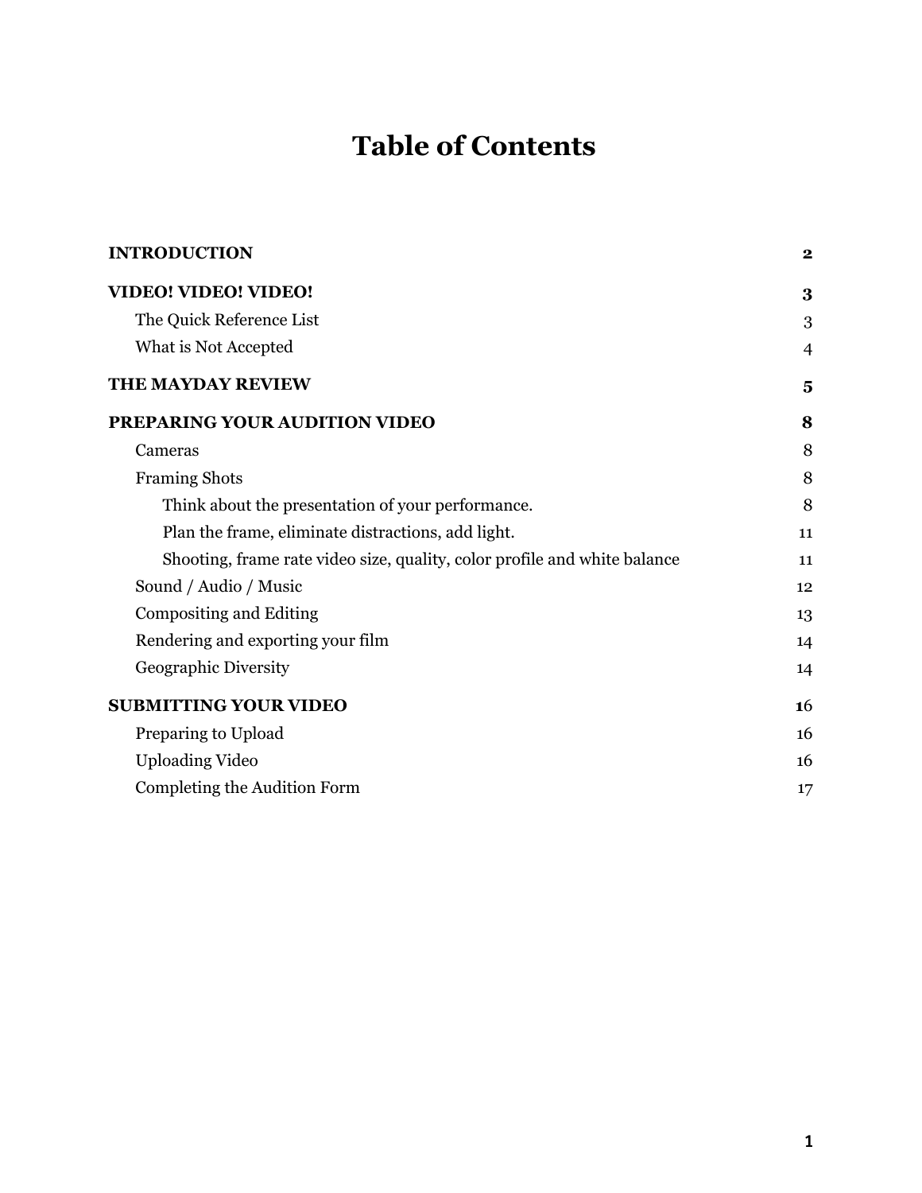# Table of Contents

**INTRODUCTION** **2**

**VIDEO! VIDEO! VIDEO!** **3**

- The Quick Reference List 3
- What is Not Accepted 4

**THE MAYDAY REVIEW** **5**

**PREPARING YOUR AUDITION VIDEO** **8**

- Cameras 8
- Framing Shots 8
  - Think about the presentation of your performance. 8
  - Plan the frame, eliminate distractions, add light. 11
  - Shooting, frame rate video size, quality, color profile and white balance 11
- Sound / Audio / Music 12
- Compositing and Editing 13
- Rendering and exporting your film 14
- Geographic Diversity 14

**SUBMITTING YOUR VIDEO** **16**

- Preparing to Upload 16
- Uploading Video 16
- Completing the Audition Form 17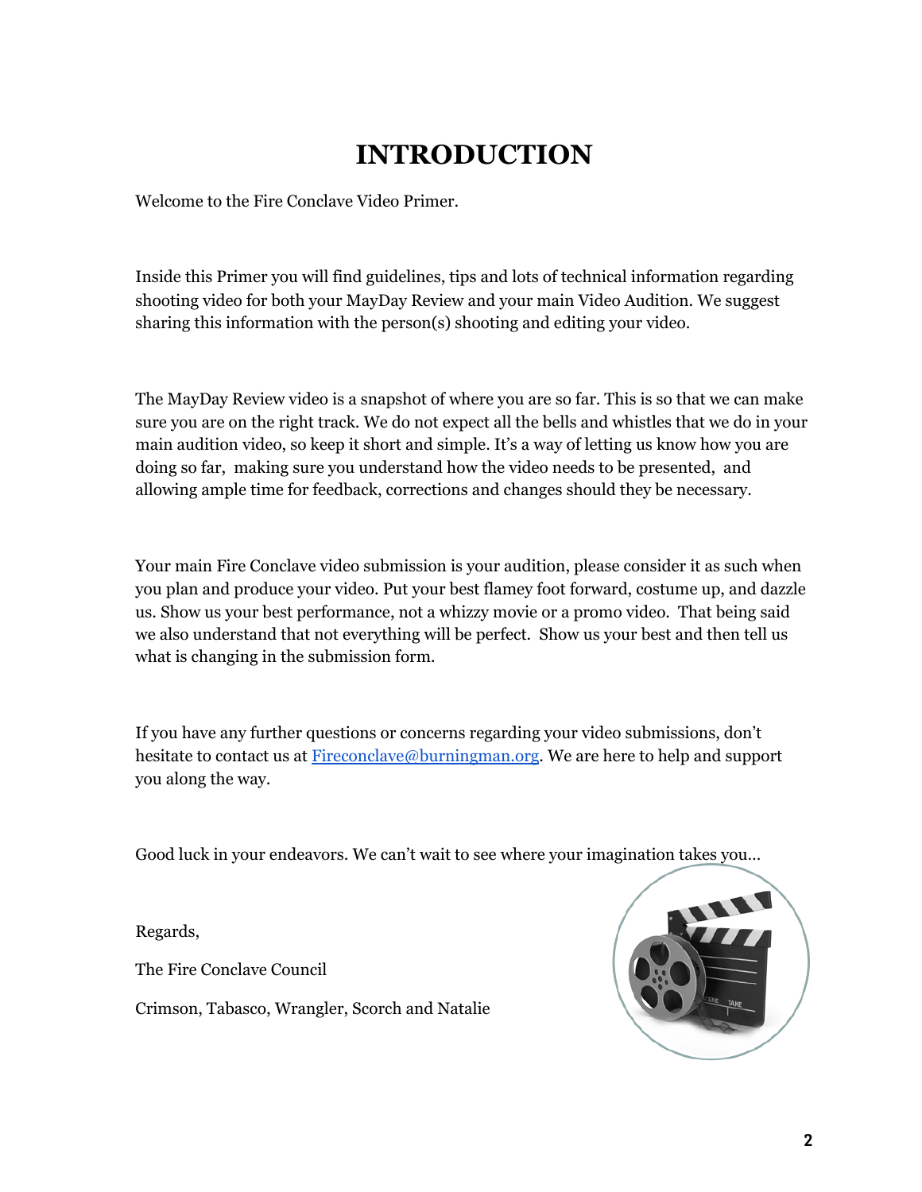# INTRODUCTION

Welcome to the Fire Conclave Video Primer.

Inside this Primer you will find guidelines, tips and lots of technical information regarding shooting video for both your MayDay Review and your main Video Audition. We suggest sharing this information with the person(s) shooting and editing your video.

The MayDay Review video is a snapshot of where you are so far. This is so that we can make sure you are on the right track. We do not expect all the bells and whistles that we do in your main audition video, so keep it short and simple. It's a way of letting us know how you are doing so far, making sure you understand how the video needs to be presented, and allowing ample time for feedback, corrections and changes should they be necessary.

Your main Fire Conclave video submission is your audition, please consider it as such when you plan and produce your video. Put your best flamey foot forward, costume up, and dazzle us. Show us your best performance, not a whizzy movie or a promo video. That being said we also understand that not everything will be perfect. Show us your best and then tell us what is changing in the submission form.

If you have any further questions or concerns regarding your video submissions, don't hesitate to contact us at Fireconclave@burningman.org. We are here to help and support you along the way.

Good luck in your endeavors. We can't wait to see where your imagination takes you...

Regards,

The Fire Conclave Council

Crimson, Tabasco, Wrangler, Scorch and Natalie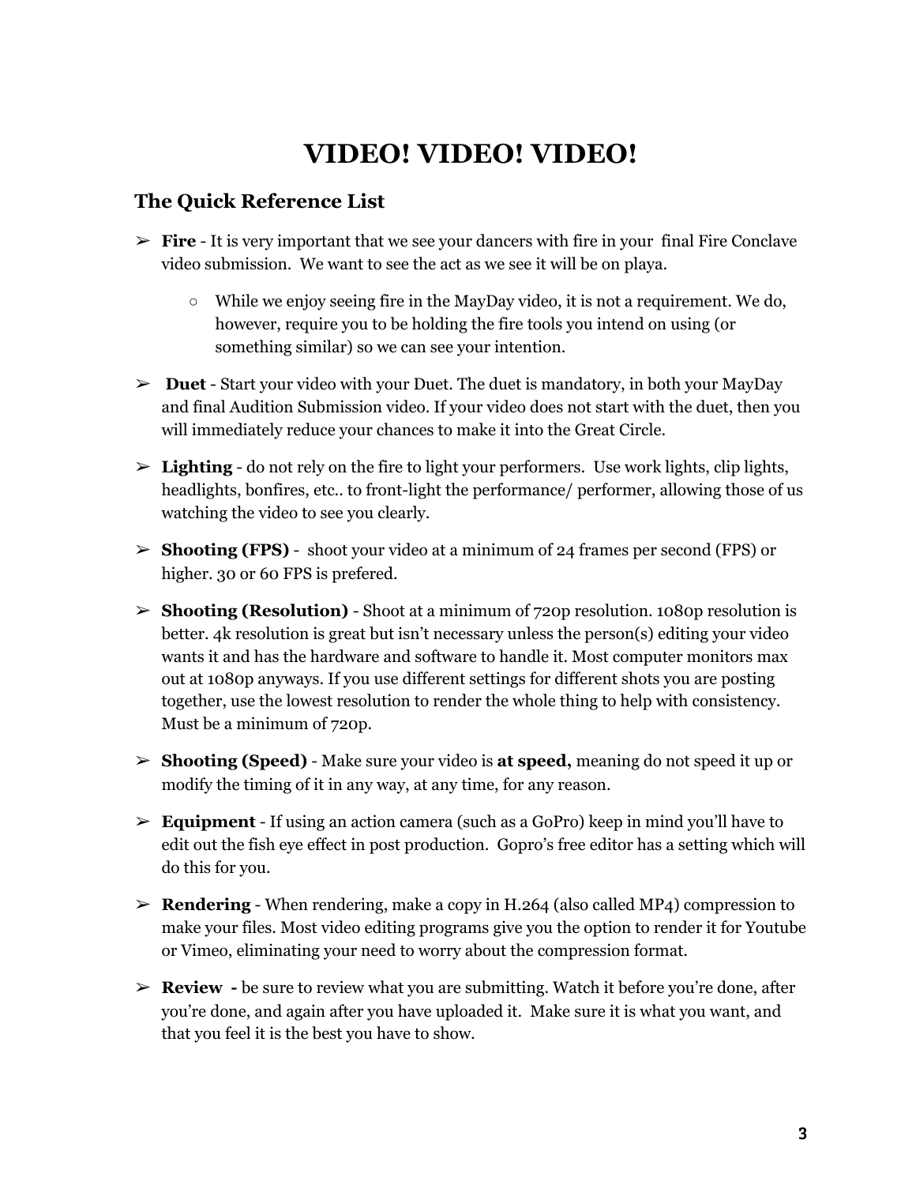# VIDEO! VIDEO! VIDEO!

## The Quick Reference List

- **Fire** - It is very important that we see your dancers with fire in your final Fire Conclave video submission. We want to see the act as we see it will be on playa.
  - While we enjoy seeing fire in the MayDay video, it is not a requirement. We do, however, require you to be holding the fire tools you intend on using (or something similar) so we can see your intention.
- **Duet** - Start your video with your Duet. The duet is mandatory, in both your MayDay and final Audition Submission video. If your video does not start with the duet, then you will immediately reduce your chances to make it into the Great Circle.
- **Lighting** - do not rely on the fire to light your performers. Use work lights, clip lights, headlights, bonfires, etc.. to front-light the performance/ performer, allowing those of us watching the video to see you clearly.
- **Shooting (FPS)** - shoot your video at a minimum of 24 frames per second (FPS) or higher. 30 or 60 FPS is prefered.
- **Shooting (Resolution)** - Shoot at a minimum of 720p resolution. 1080p resolution is better. 4k resolution is great but isn't necessary unless the person(s) editing your video wants it and has the hardware and software to handle it. Most computer monitors max out at 1080p anyways. If you use different settings for different shots you are posting together, use the lowest resolution to render the whole thing to help with consistency. Must be a minimum of 720p.
- **Shooting (Speed)** - Make sure your video is **at speed,** meaning do not speed it up or modify the timing of it in any way, at any time, for any reason.
- **Equipment** - If using an action camera (such as a GoPro) keep in mind you'll have to edit out the fish eye effect in post production. Gopro's free editor has a setting which will do this for you.
- **Rendering** - When rendering, make a copy in H.264 (also called MP4) compression to make your files. Most video editing programs give you the option to render it for Youtube or Vimeo, eliminating your need to worry about the compression format.
- **Review** - be sure to review what you are submitting. Watch it before you're done, after you're done, and again after you have uploaded it. Make sure it is what you want, and that you feel it is the best you have to show.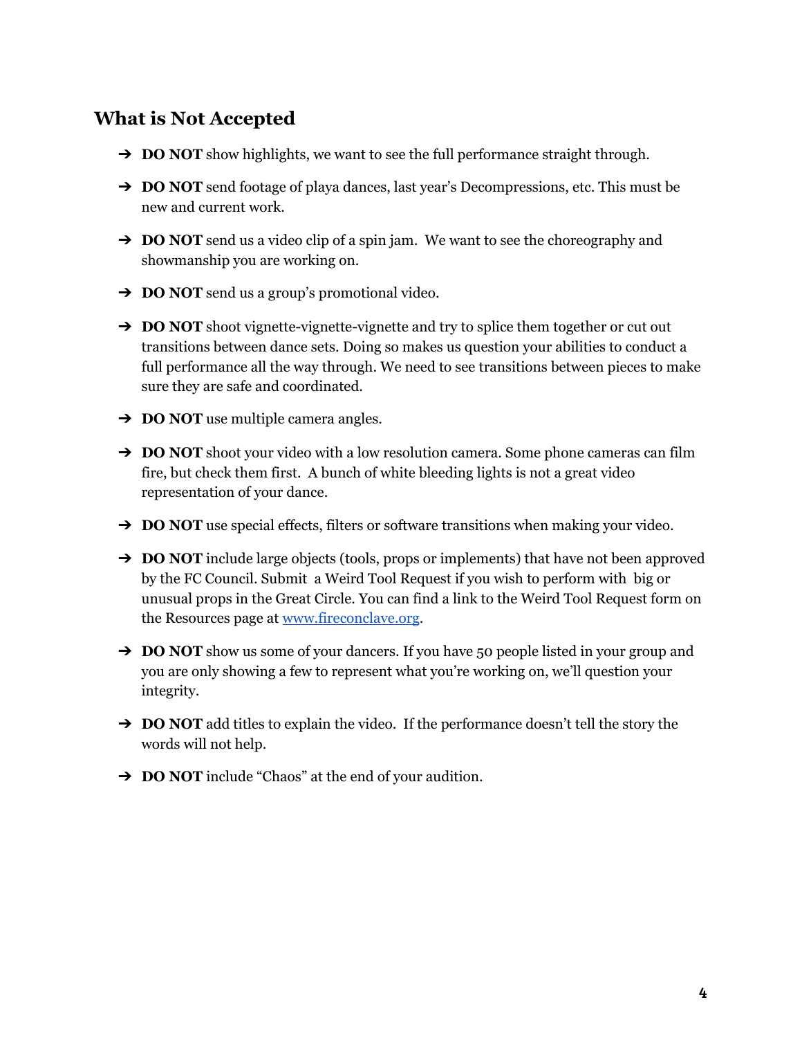## What is Not Accepted

- **DO NOT** show highlights, we want to see the full performance straight through.
- **DO NOT** send footage of playa dances, last year's Decompressions, etc. This must be new and current work.
- **DO NOT** send us a video clip of a spin jam. We want to see the choreography and showmanship you are working on.
- **DO NOT** send us a group's promotional video.
- **DO NOT** shoot vignette-vignette-vignette and try to splice them together or cut out transitions between dance sets. Doing so makes us question your abilities to conduct a full performance all the way through. We need to see transitions between pieces to make sure they are safe and coordinated.
- **DO NOT** use multiple camera angles.
- **DO NOT** shoot your video with a low resolution camera. Some phone cameras can film fire, but check them first. A bunch of white bleeding lights is not a great video representation of your dance.
- **DO NOT** use special effects, filters or software transitions when making your video.
- **DO NOT** include large objects (tools, props or implements) that have not been approved by the FC Council. Submit a Weird Tool Request if you wish to perform with big or unusual props in the Great Circle. You can find a link to the Weird Tool Request form on the Resources page at [www.fireconclave.org](http://www.fireconclave.org).
- **DO NOT** show us some of your dancers. If you have 50 people listed in your group and you are only showing a few to represent what you're working on, we'll question your integrity.
- **DO NOT** add titles to explain the video. If the performance doesn't tell the story the words will not help.
- **DO NOT** include "Chaos" at the end of your audition.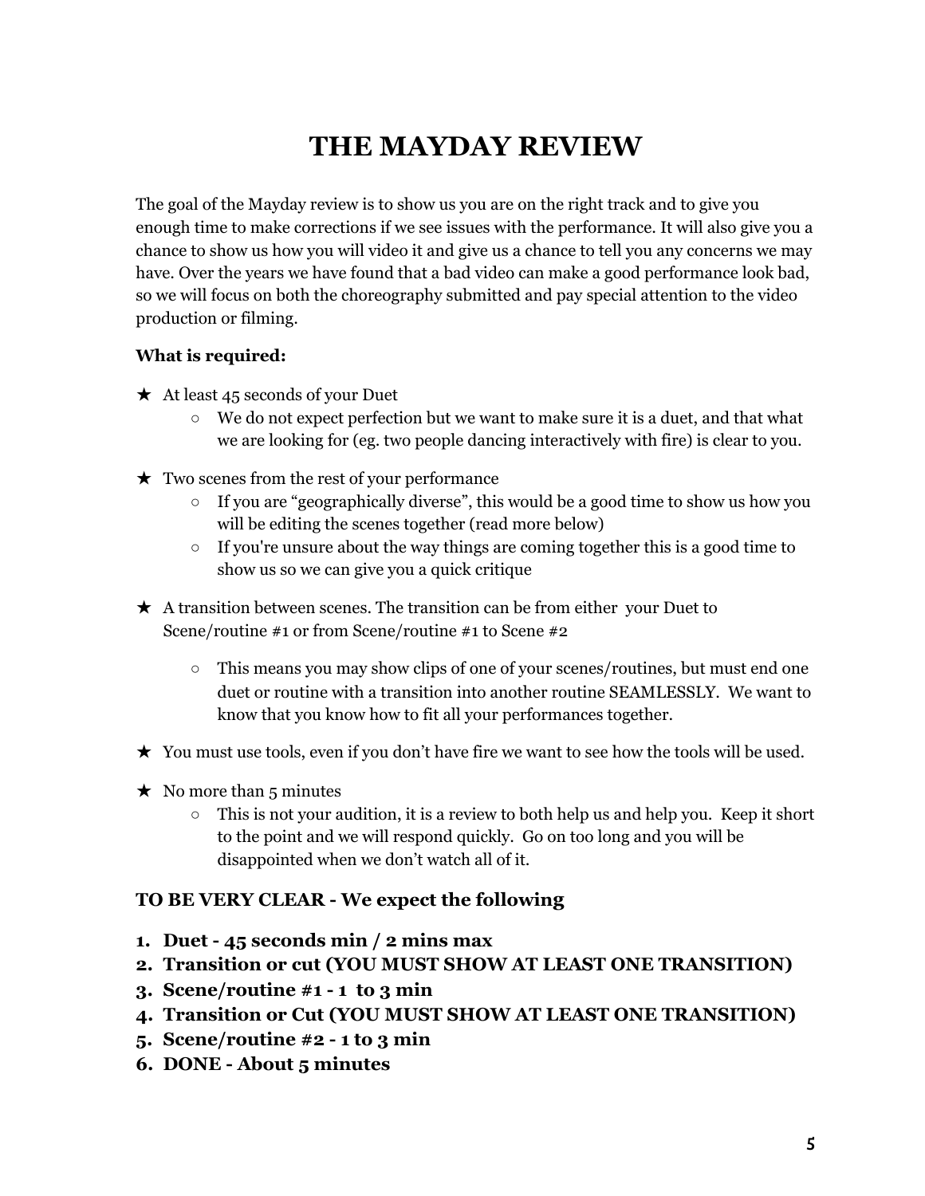# THE MAYDAY REVIEW

The goal of the Mayday review is to show us you are on the right track and to give you enough time to make corrections if we see issues with the performance. It will also give you a chance to show us how you will video it and give us a chance to tell you any concerns we may have. Over the years we have found that a bad video can make a good performance look bad, so we will focus on both the choreography submitted and pay special attention to the video production or filming.

**What is required:**

- ★ At least 45 seconds of your Duet
  - We do not expect perfection but we want to make sure it is a duet, and that what we are looking for (eg. two people dancing interactively with fire) is clear to you.
- ★ Two scenes from the rest of your performance
  - If you are "geographically diverse", this would be a good time to show us how you will be editing the scenes together (read more below)
  - If you're unsure about the way things are coming together this is a good time to show us so we can give you a quick critique
- ★ A transition between scenes. The transition can be from either your Duet to Scene/routine #1 or from Scene/routine #1 to Scene #2
  - This means you may show clips of one of your scenes/routines, but must end one duet or routine with a transition into another routine SEAMLESSLY. We want to know that you know how to fit all your performances together.
- ★ You must use tools, even if you don't have fire we want to see how the tools will be used.
- ★ No more than 5 minutes
  - This is not your audition, it is a review to both help us and help you. Keep it short to the point and we will respond quickly. Go on too long and you will be disappointed when we don't watch all of it.

### TO BE VERY CLEAR - We expect the following

1. **Duet - 45 seconds min / 2 mins max**
2. **Transition or cut (YOU MUST SHOW AT LEAST ONE TRANSITION)**
3. **Scene/routine #1 - 1 to 3 min**
4. **Transition or Cut (YOU MUST SHOW AT LEAST ONE TRANSITION)**
5. **Scene/routine #2 - 1 to 3 min**
6. **DONE - About 5 minutes**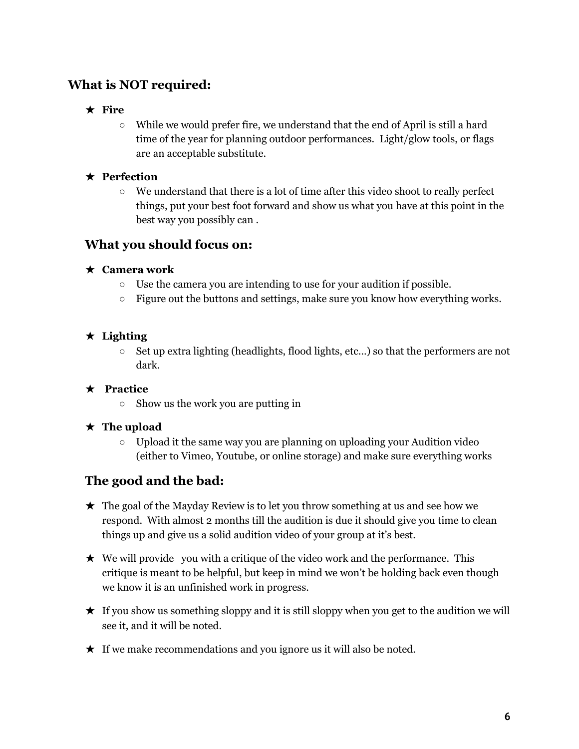## What is NOT required:

- **Fire**
  - While we would prefer fire, we understand that the end of April is still a hard time of the year for planning outdoor performances. Light/glow tools, or flags are an acceptable substitute.
- **Perfection**
  - We understand that there is a lot of time after this video shoot to really perfect things, put your best foot forward and show us what you have at this point in the best way you possibly can .

### What you should focus on:

- **Camera work**
  - Use the camera you are intending to use for your audition if possible.
  - Figure out the buttons and settings, make sure you know how everything works.
- **Lighting**
  - Set up extra lighting (headlights, flood lights, etc…) so that the performers are not dark.
- **Practice**
  - Show us the work you are putting in
- **The upload**
  - Upload it the same way you are planning on uploading your Audition video (either to Vimeo, Youtube, or online storage) and make sure everything works

### The good and the bad:

- The goal of the Mayday Review is to let you throw something at us and see how we respond. With almost 2 months till the audition is due it should give you time to clean things up and give us a solid audition video of your group at it's best.
- We will provide you with a critique of the video work and the performance. This critique is meant to be helpful, but keep in mind we won't be holding back even though we know it is an unfinished work in progress.
- If you show us something sloppy and it is still sloppy when you get to the audition we will see it, and it will be noted.
- If we make recommendations and you ignore us it will also be noted.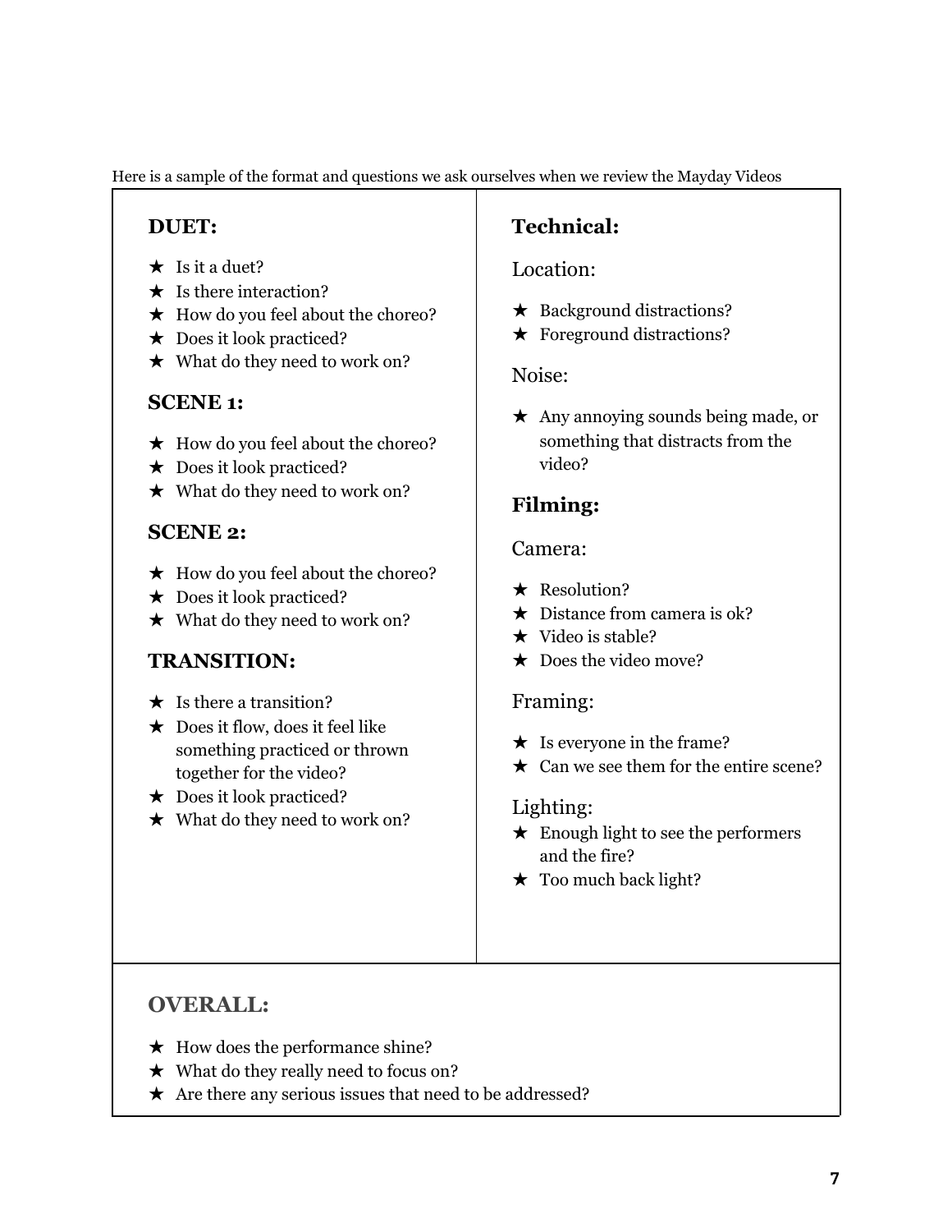Here is a sample of the format and questions we ask ourselves when we review the Mayday Videos

## DUET:

- ★ Is it a duet?
- ★ Is there interaction?
- ★ How do you feel about the choreo?
- ★ Does it look practiced?
- ★ What do they need to work on?

## SCENE 1:

- ★ How do you feel about the choreo?
- ★ Does it look practiced?
- ★ What do they need to work on?

## SCENE 2:

- ★ How do you feel about the choreo?
- ★ Does it look practiced?
- ★ What do they need to work on?

## TRANSITION:

- ★ Is there a transition?
- ★ Does it flow, does it feel like something practiced or thrown together for the video?
- ★ Does it look practiced?
- ★ What do they need to work on?

## Technical:

### Location:

- ★ Background distractions?
- ★ Foreground distractions?

### Noise:

- ★ Any annoying sounds being made, or something that distracts from the video?

## Filming:

### Camera:

- ★ Resolution?
- ★ Distance from camera is ok?
- ★ Video is stable?
- ★ Does the video move?

### Framing:

- ★ Is everyone in the frame?
- ★ Can we see them for the entire scene?

### Lighting:

- ★ Enough light to see the performers and the fire?
- ★ Too much back light?

## OVERALL:

- ★ How does the performance shine?
- ★ What do they really need to focus on?
- ★ Are there any serious issues that need to be addressed?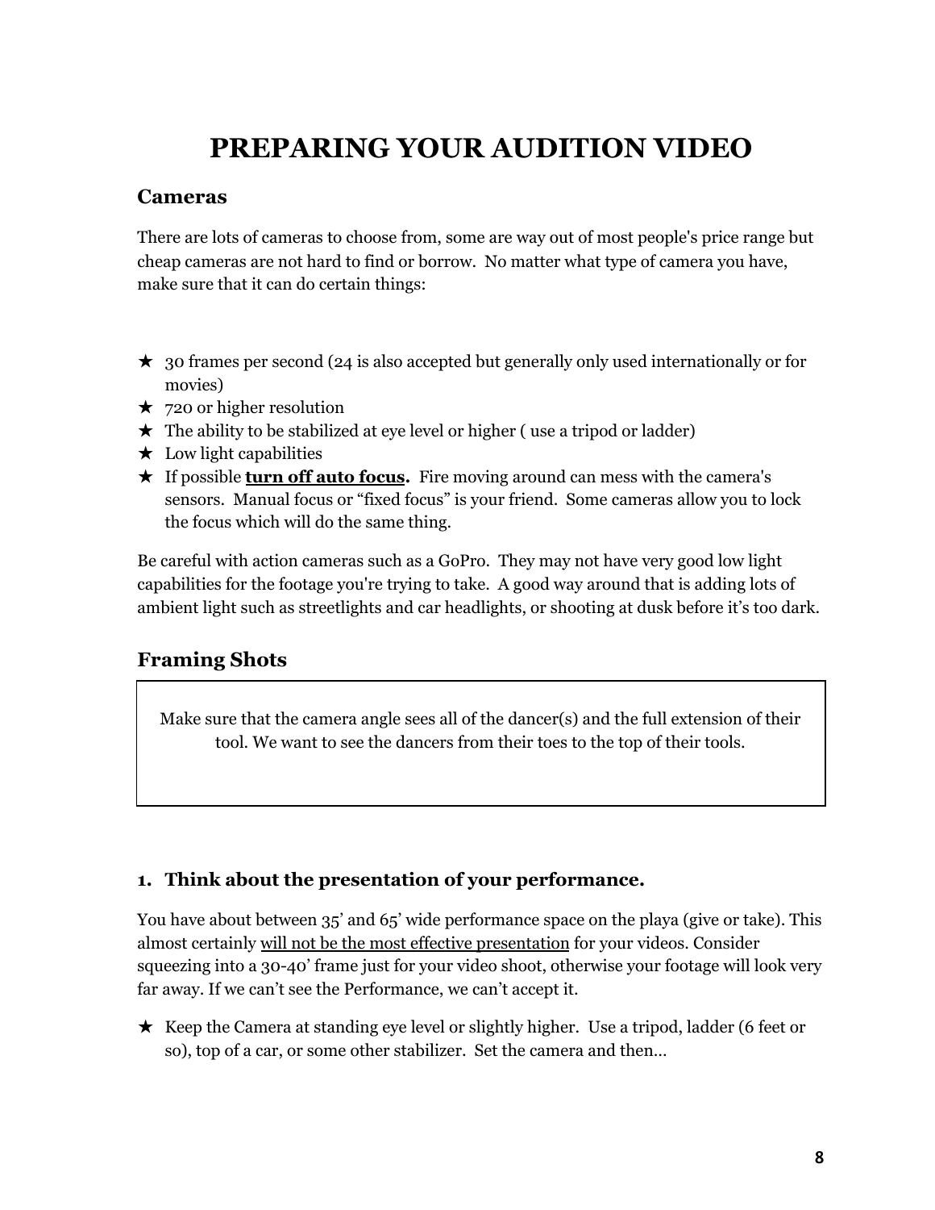# PREPARING YOUR AUDITION VIDEO

## Cameras

There are lots of cameras to choose from, some are way out of most people's price range but cheap cameras are not hard to find or borrow. No matter what type of camera you have, make sure that it can do certain things:

- ★ 30 frames per second (24 is also accepted but generally only used internationally or for movies)
- ★ 720 or higher resolution
- ★ The ability to be stabilized at eye level or higher ( use a tripod or ladder)
- ★ Low light capabilities
- ★ If possible **<u>turn off auto focus</u>.** Fire moving around can mess with the camera's sensors. Manual focus or "fixed focus" is your friend. Some cameras allow you to lock the focus which will do the same thing.

Be careful with action cameras such as a GoPro. They may not have very good low light capabilities for the footage you're trying to take. A good way around that is adding lots of ambient light such as streetlights and car headlights, or shooting at dusk before it's too dark.

## Framing Shots

> Make sure that the camera angle sees all of the dancer(s) and the full extension of their tool. We want to see the dancers from their toes to the top of their tools.

### 1. Think about the presentation of your performance.

You have about between 35' and 65' wide performance space on the playa (give or take). This almost certainly <u>will not be the most effective presentation</u> for your videos. Consider squeezing into a 30-40' frame just for your video shoot, otherwise your footage will look very far away. If we can't see the Performance, we can't accept it.

- ★ Keep the Camera at standing eye level or slightly higher. Use a tripod, ladder (6 feet or so), top of a car, or some other stabilizer. Set the camera and then...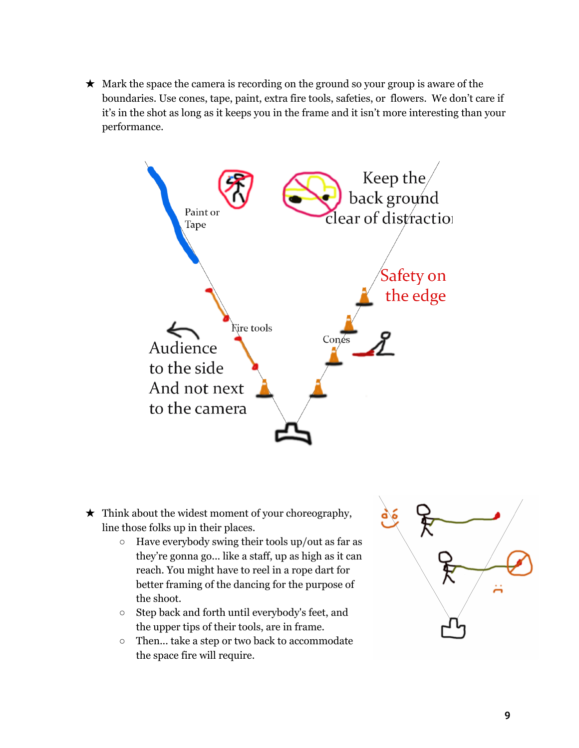- Mark the space the camera is recording on the ground so your group is aware of the boundaries. Use cones, tape, paint, extra fire tools, safeties, or flowers. We don't care if it's in the shot as long as it keeps you in the frame and it isn't more interesting than your performance.

- Think about the widest moment of your choreography, line those folks up in their places.
    - Have everybody swing their tools up/out as far as they're gonna go... like a staff, up as high as it can reach. You might have to reel in a rope dart for better framing of the dancing for the purpose of the shoot.
    - Step back and forth until everybody's feet, and the upper tips of their tools, are in frame.
    - Then... take a step or two back to accommodate the space fire will require.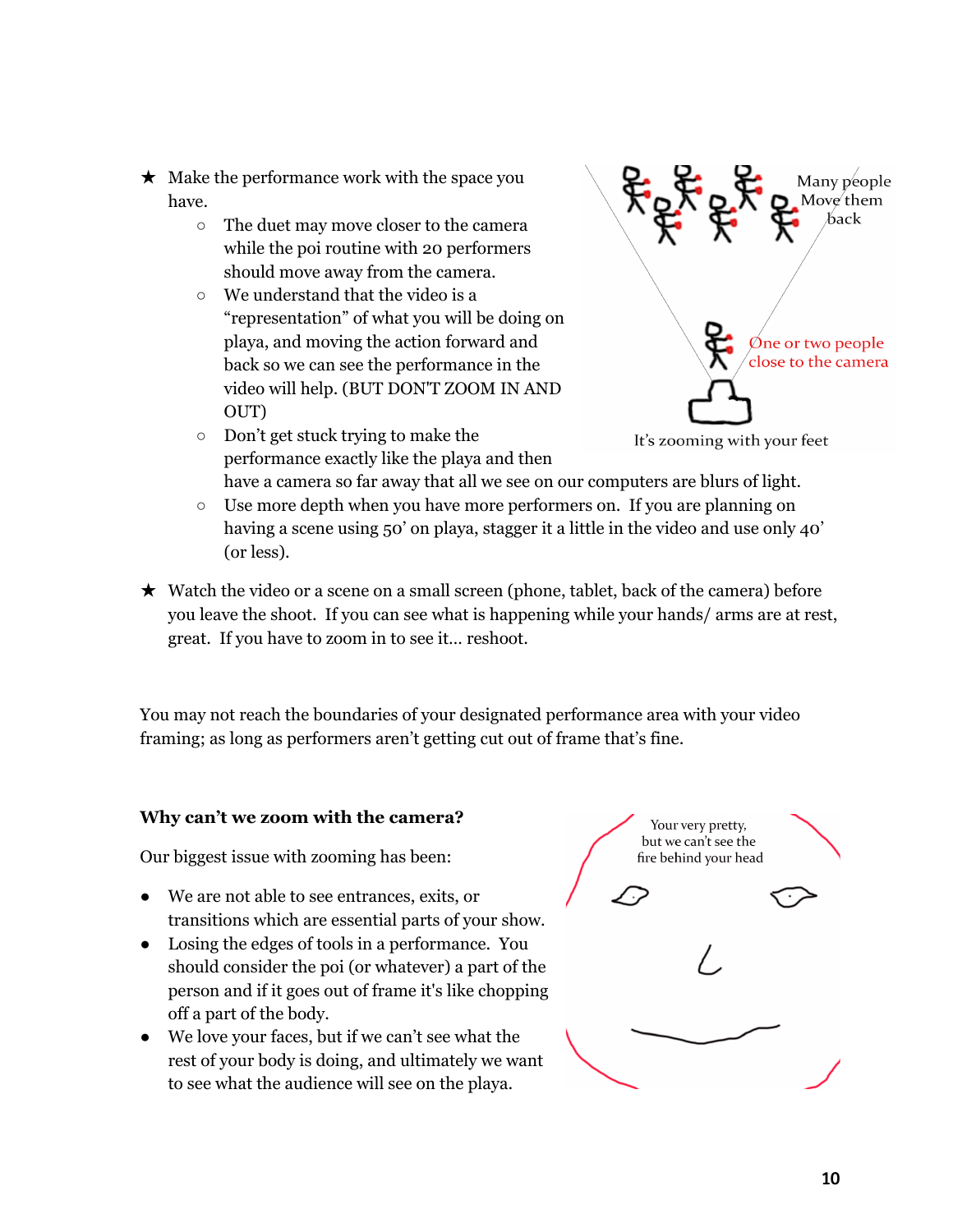★ Make the performance work with the space you have.
  - The duet may move closer to the camera while the poi routine with 20 performers should move away from the camera.
  - We understand that the video is a "representation" of what you will be doing on playa, and moving the action forward and back so we can see the performance in the video will help. (BUT DON'T ZOOM IN AND OUT)
  - Don't get stuck trying to make the performance exactly like the playa and then have a camera so far away that all we see on our computers are blurs of light.
  - Use more depth when you have more performers on. If you are planning on having a scene using 50' on playa, stagger it a little in the video and use only 40' (or less).

It's zooming with your feet

★ Watch the video or a scene on a small screen (phone, tablet, back of the camera) before you leave the shoot. If you can see what is happening while your hands/ arms are at rest, great. If you have to zoom in to see it... reshoot.

You may not reach the boundaries of your designated performance area with your video framing; as long as performers aren't getting cut out of frame that's fine.

**Why can't we zoom with the camera?**

Our biggest issue with zooming has been:

- We are not able to see entrances, exits, or transitions which are essential parts of your show.
- Losing the edges of tools in a performance. You should consider the poi (or whatever) a part of the person and if it goes out of frame it's like chopping off a part of the body.
- We love your faces, but if we can't see what the rest of your body is doing, and ultimately we want to see what the audience will see on the playa.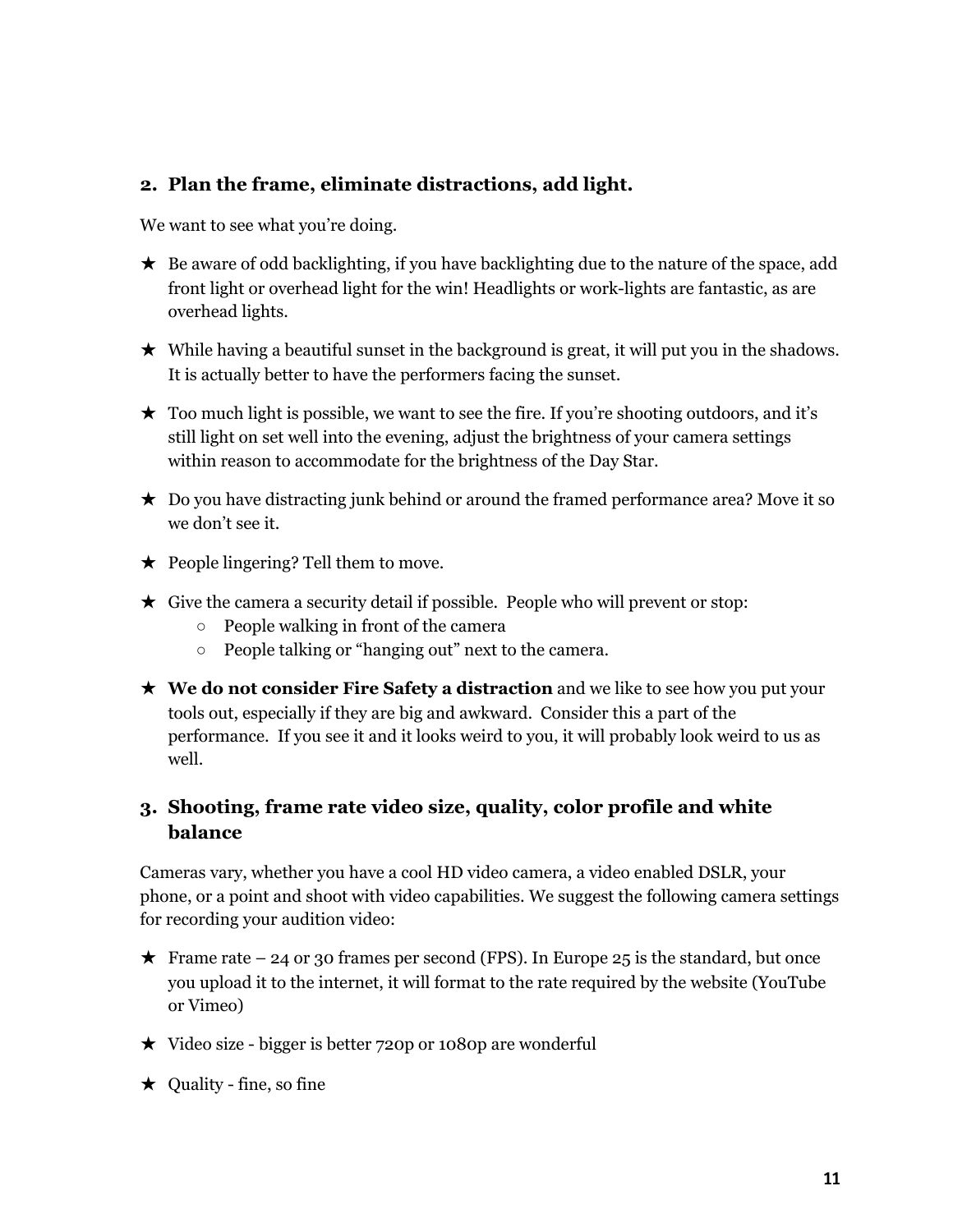## 2. Plan the frame, eliminate distractions, add light.

We want to see what you're doing.

- ★ Be aware of odd backlighting, if you have backlighting due to the nature of the space, add front light or overhead light for the win! Headlights or work-lights are fantastic, as are overhead lights.
- ★ While having a beautiful sunset in the background is great, it will put you in the shadows. It is actually better to have the performers facing the sunset.
- ★ Too much light is possible, we want to see the fire. If you're shooting outdoors, and it's still light on set well into the evening, adjust the brightness of your camera settings within reason to accommodate for the brightness of the Day Star.
- ★ Do you have distracting junk behind or around the framed performance area? Move it so we don't see it.
- ★ People lingering? Tell them to move.
- ★ Give the camera a security detail if possible. People who will prevent or stop:
  - People walking in front of the camera
  - People talking or "hanging out" next to the camera.
- ★ **We do not consider Fire Safety a distraction** and we like to see how you put your tools out, especially if they are big and awkward. Consider this a part of the performance. If you see it and it looks weird to you, it will probably look weird to us as well.

## 3. Shooting, frame rate video size, quality, color profile and white balance

Cameras vary, whether you have a cool HD video camera, a video enabled DSLR, your phone, or a point and shoot with video capabilities. We suggest the following camera settings for recording your audition video:

- ★ Frame rate – 24 or 30 frames per second (FPS). In Europe 25 is the standard, but once you upload it to the internet, it will format to the rate required by the website (YouTube or Vimeo)
- ★ Video size - bigger is better 720p or 1080p are wonderful
- ★ Quality - fine, so fine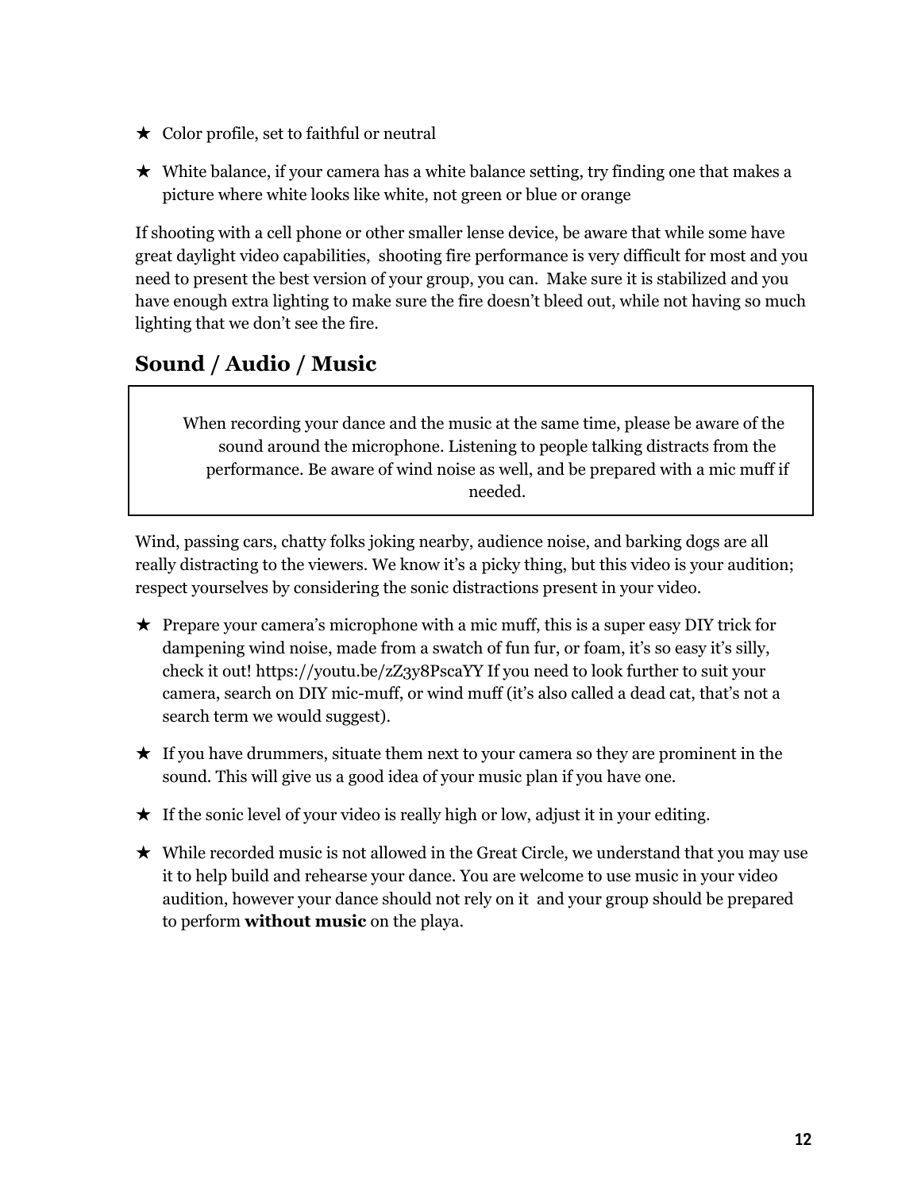- ★ Color profile, set to faithful or neutral
- ★ White balance, if your camera has a white balance setting, try finding one that makes a picture where white looks like white, not green or blue or orange

If shooting with a cell phone or other smaller lense device, be aware that while some have great daylight video capabilities, shooting fire performance is very difficult for most and you need to present the best version of your group, you can. Make sure it is stabilized and you have enough extra lighting to make sure the fire doesn't bleed out, while not having so much lighting that we don't see the fire.

## Sound / Audio / Music

> When recording your dance and the music at the same time, please be aware of the sound around the microphone. Listening to people talking distracts from the performance. Be aware of wind noise as well, and be prepared with a mic muff if needed.

Wind, passing cars, chatty folks joking nearby, audience noise, and barking dogs are all really distracting to the viewers. We know it's a picky thing, but this video is your audition; respect yourselves by considering the sonic distractions present in your video.

- ★ Prepare your camera's microphone with a mic muff, this is a super easy DIY trick for dampening wind noise, made from a swatch of fun fur, or foam, it's so easy it's silly, check it out! https://youtu.be/zZ3y8PscaYY If you need to look further to suit your camera, search on DIY mic-muff, or wind muff (it's also called a dead cat, that's not a search term we would suggest).
- ★ If you have drummers, situate them next to your camera so they are prominent in the sound. This will give us a good idea of your music plan if you have one.
- ★ If the sonic level of your video is really high or low, adjust it in your editing.
- ★ While recorded music is not allowed in the Great Circle, we understand that you may use it to help build and rehearse your dance. You are welcome to use music in your video audition, however your dance should not rely on it and your group should be prepared to perform **without music** on the playa.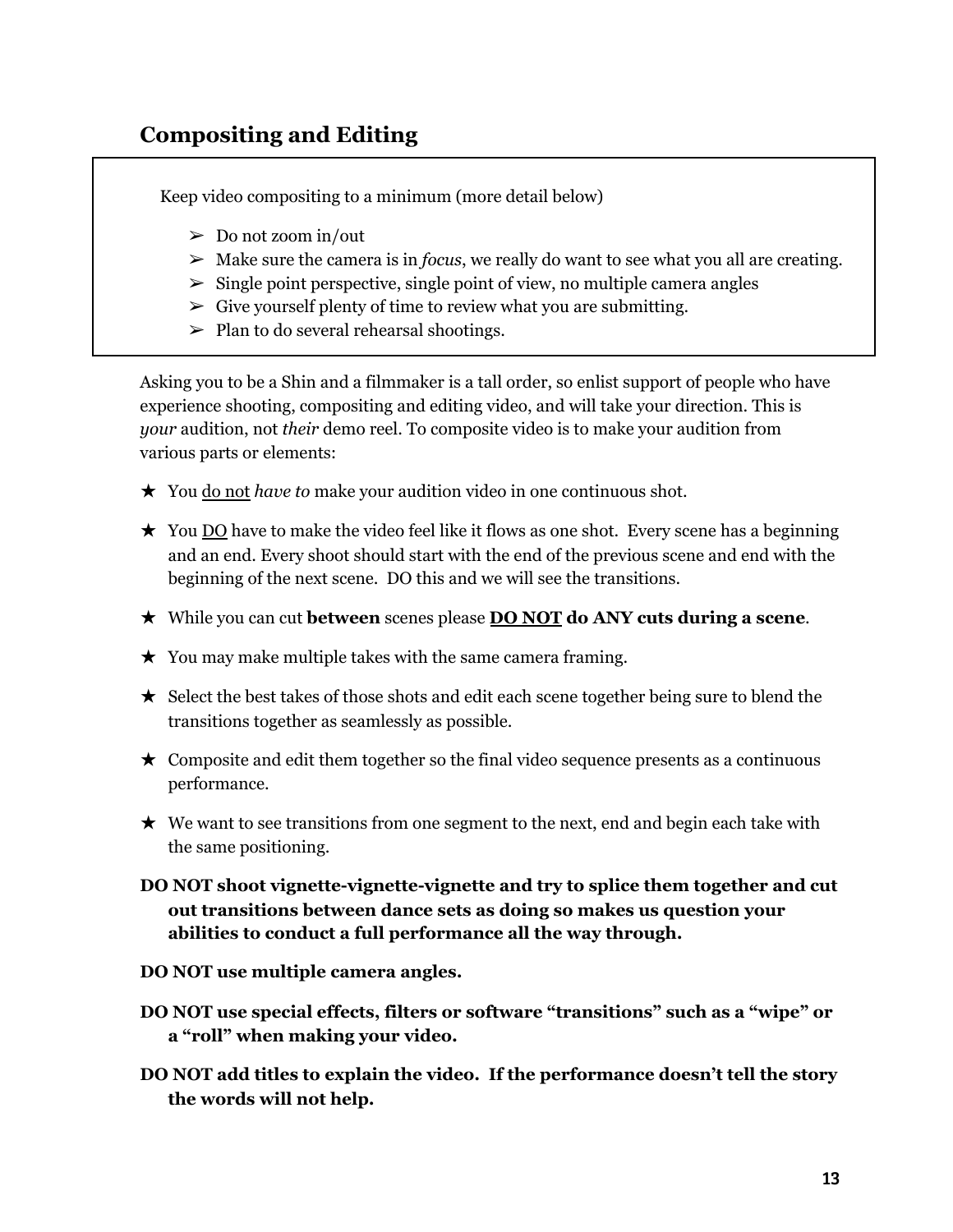## Compositing and Editing

Keep video compositing to a minimum (more detail below)

- ➢ Do not zoom in/out
- ➢ Make sure the camera is in *focus*, we really do want to see what you all are creating.
- ➢ Single point perspective, single point of view, no multiple camera angles
- ➢ Give yourself plenty of time to review what you are submitting.
- ➢ Plan to do several rehearsal shootings.

Asking you to be a Shin and a filmmaker is a tall order, so enlist support of people who have experience shooting, compositing and editing video, and will take your direction. This is *your* audition, not *their* demo reel. To composite video is to make your audition from various parts or elements:

- ★ You <u>do not</u> *have to* make your audition video in one continuous shot.
- ★ You <u>DO</u> have to make the video feel like it flows as one shot. Every scene has a beginning and an end. Every shoot should start with the end of the previous scene and end with the beginning of the next scene. DO this and we will see the transitions.
- ★ While you can cut **between** scenes please **<u>DO NOT</u> do ANY cuts during a scene**.
- ★ You may make multiple takes with the same camera framing.
- ★ Select the best takes of those shots and edit each scene together being sure to blend the transitions together as seamlessly as possible.
- ★ Composite and edit them together so the final video sequence presents as a continuous performance.
- ★ We want to see transitions from one segment to the next, end and begin each take with the same positioning.

**DO NOT shoot vignette-vignette-vignette and try to splice them together and cut out transitions between dance sets as doing so makes us question your abilities to conduct a full performance all the way through.**

**DO NOT use multiple camera angles.**

**DO NOT use special effects, filters or software "transitions" such as a "wipe" or a "roll" when making your video.**

**DO NOT add titles to explain the video. If the performance doesn't tell the story the words will not help.**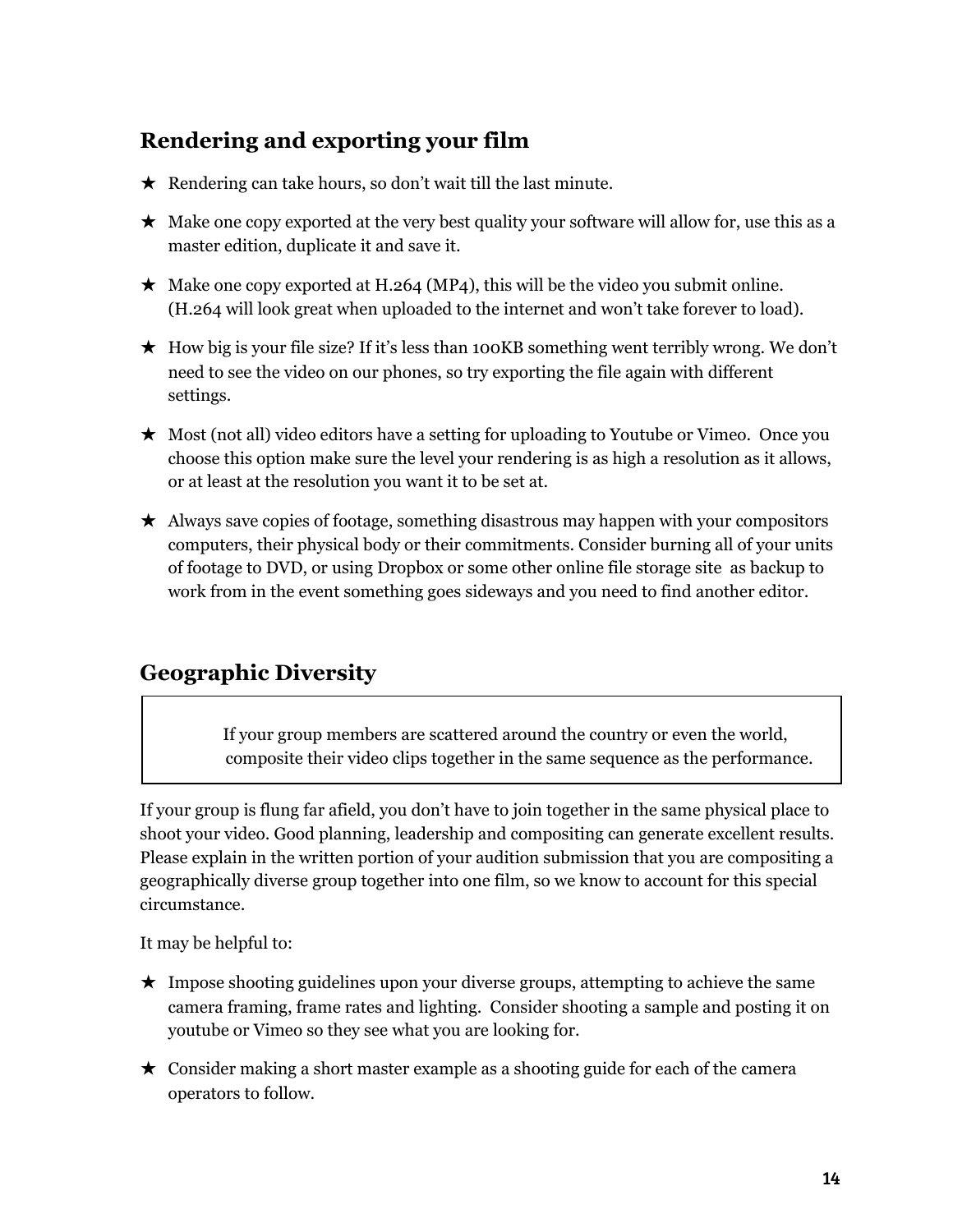## Rendering and exporting your film

- Rendering can take hours, so don't wait till the last minute.
- Make one copy exported at the very best quality your software will allow for, use this as a master edition, duplicate it and save it.
- Make one copy exported at H.264 (MP4), this will be the video you submit online. (H.264 will look great when uploaded to the internet and won't take forever to load).
- How big is your file size? If it's less than 100KB something went terribly wrong. We don't need to see the video on our phones, so try exporting the file again with different settings.
- Most (not all) video editors have a setting for uploading to Youtube or Vimeo. Once you choose this option make sure the level your rendering is as high a resolution as it allows, or at least at the resolution you want it to be set at.
- Always save copies of footage, something disastrous may happen with your compositors computers, their physical body or their commitments. Consider burning all of your units of footage to DVD, or using Dropbox or some other online file storage site as backup to work from in the event something goes sideways and you need to find another editor.

## Geographic Diversity

> If your group members are scattered around the country or even the world, composite their video clips together in the same sequence as the performance.

If your group is flung far afield, you don't have to join together in the same physical place to shoot your video. Good planning, leadership and compositing can generate excellent results. Please explain in the written portion of your audition submission that you are compositing a geographically diverse group together into one film, so we know to account for this special circumstance.

It may be helpful to:

- Impose shooting guidelines upon your diverse groups, attempting to achieve the same camera framing, frame rates and lighting. Consider shooting a sample and posting it on youtube or Vimeo so they see what you are looking for.
- Consider making a short master example as a shooting guide for each of the camera operators to follow.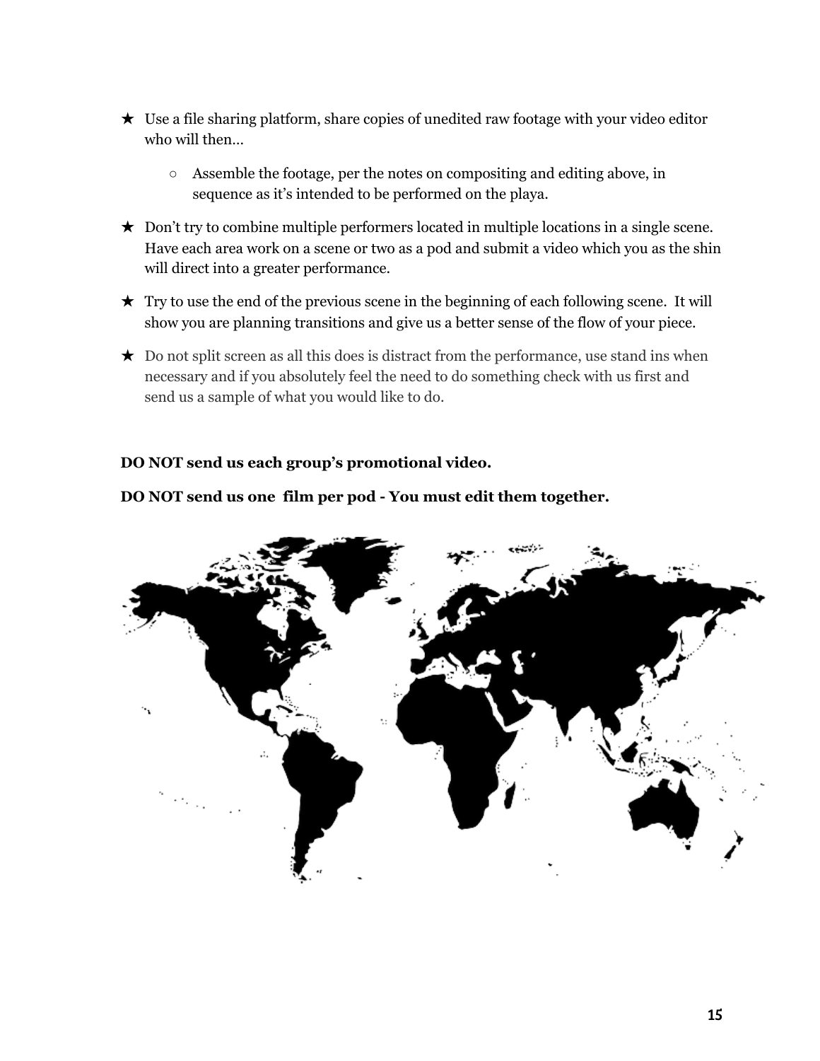- ★ Use a file sharing platform, share copies of unedited raw footage with your video editor who will then…
  - Assemble the footage, per the notes on compositing and editing above, in sequence as it's intended to be performed on the playa.
- ★ Don't try to combine multiple performers located in multiple locations in a single scene. Have each area work on a scene or two as a pod and submit a video which you as the shin will direct into a greater performance.
- ★ Try to use the end of the previous scene in the beginning of each following scene. It will show you are planning transitions and give us a better sense of the flow of your piece.
- ★ Do not split screen as all this does is distract from the performance, use stand ins when necessary and if you absolutely feel the need to do something check with us first and send us a sample of what you would like to do.

**DO NOT send us each group's promotional video.**

**DO NOT send us one film per pod - You must edit them together.**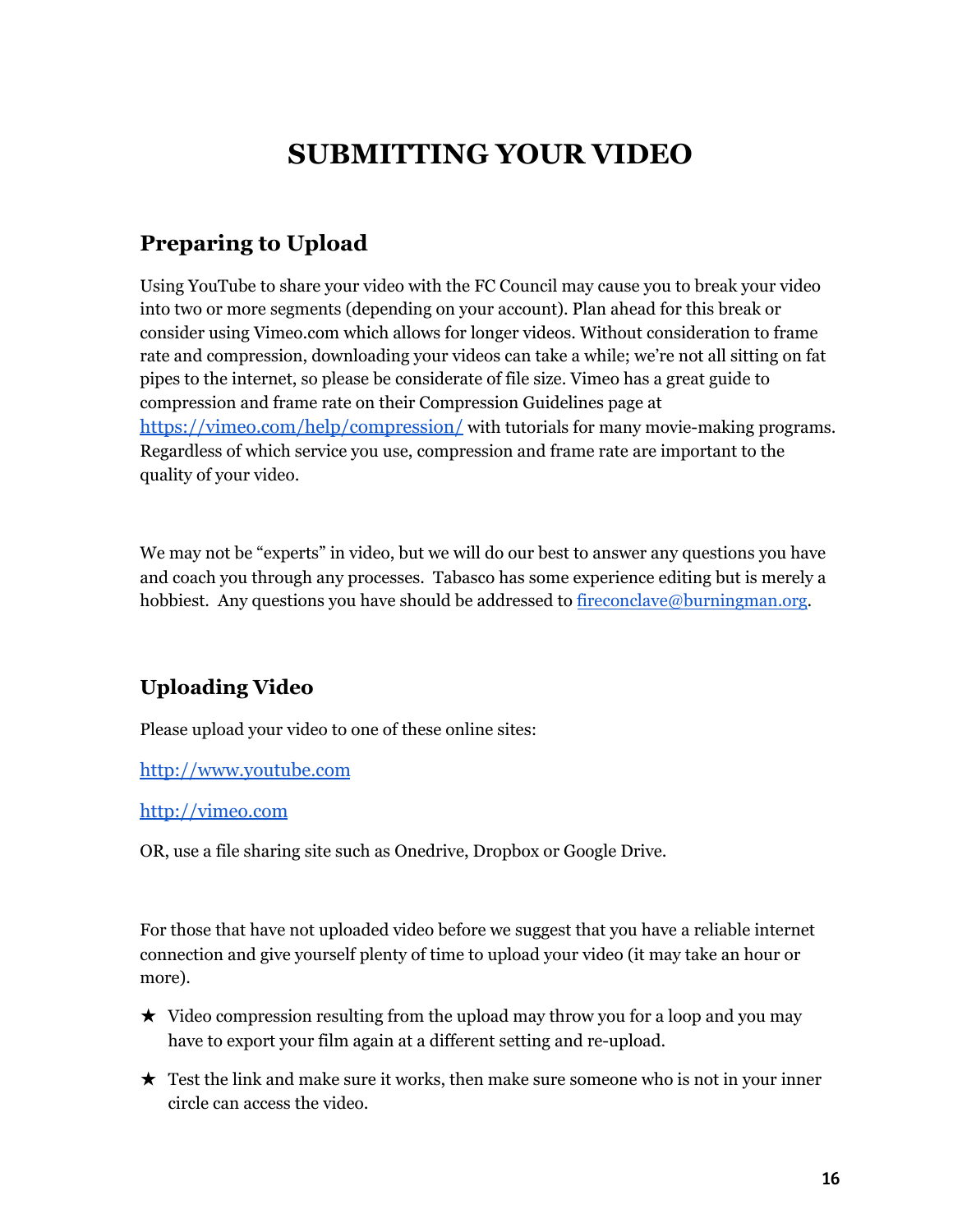# SUBMITTING YOUR VIDEO

## Preparing to Upload

Using YouTube to share your video with the FC Council may cause you to break your video into two or more segments (depending on your account). Plan ahead for this break or consider using Vimeo.com which allows for longer videos. Without consideration to frame rate and compression, downloading your videos can take a while; we're not all sitting on fat pipes to the internet, so please be considerate of file size. Vimeo has a great guide to compression and frame rate on their Compression Guidelines page at [https://vimeo.com/help/compression/](https://vimeo.com/help/compression/) with tutorials for many movie-making programs. Regardless of which service you use, compression and frame rate are important to the quality of your video.

We may not be "experts" in video, but we will do our best to answer any questions you have and coach you through any processes. Tabasco has some experience editing but is merely a hobbiest. Any questions you have should be addressed to [fireconclave@burningman.org](mailto:fireconclave@burningman.org).

## Uploading Video

Please upload your video to one of these online sites:

[http://www.youtube.com](http://www.youtube.com)

[http://vimeo.com](http://vimeo.com)

OR, use a file sharing site such as Onedrive, Dropbox or Google Drive.

For those that have not uploaded video before we suggest that you have a reliable internet connection and give yourself plenty of time to upload your video (it may take an hour or more).

- ★ Video compression resulting from the upload may throw you for a loop and you may have to export your film again at a different setting and re-upload.
- ★ Test the link and make sure it works, then make sure someone who is not in your inner circle can access the video.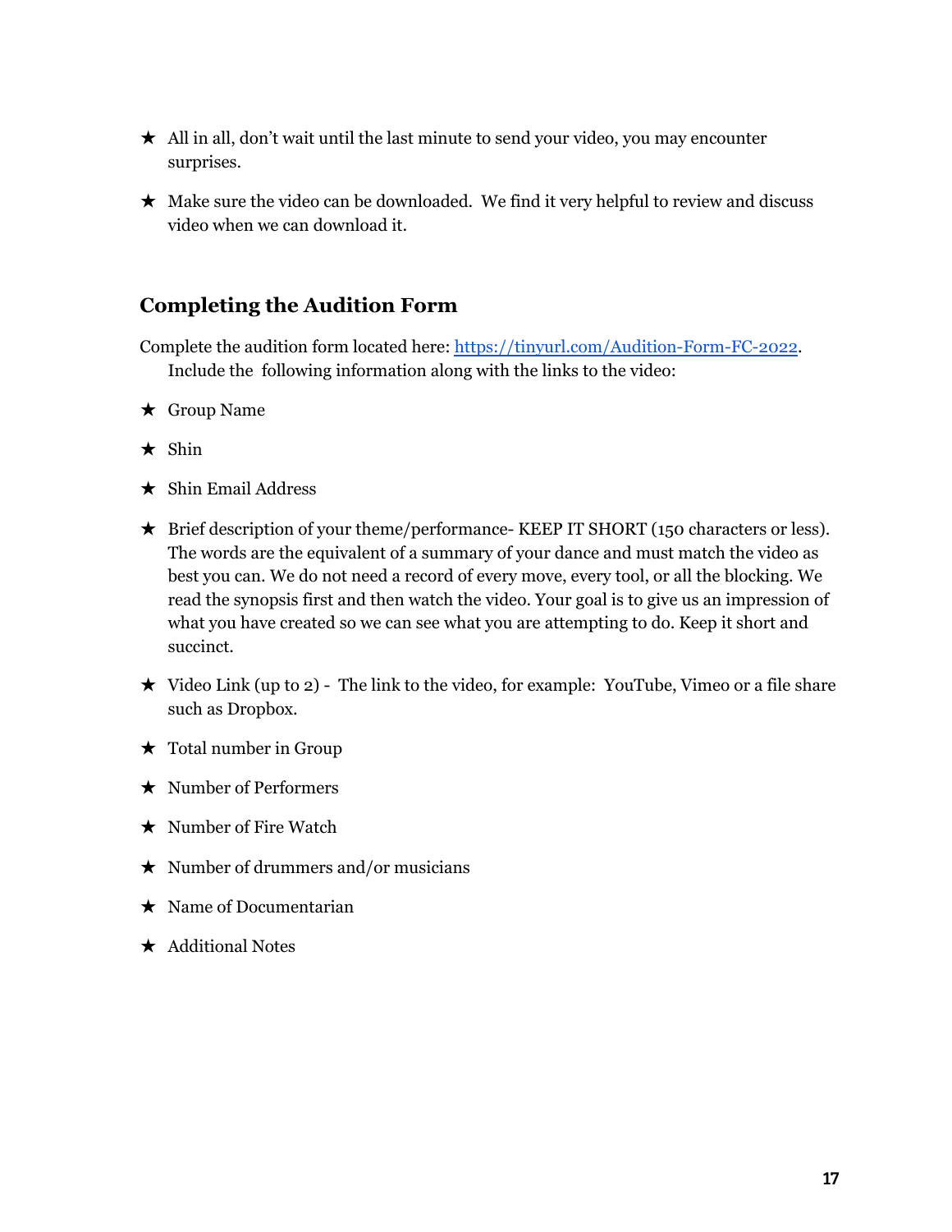- ★ All in all, don't wait until the last minute to send your video, you may encounter surprises.
- ★ Make sure the video can be downloaded. We find it very helpful to review and discuss video when we can download it.

## Completing the Audition Form

Complete the audition form located here: [https://tinyurl.com/Audition-Form-FC-2022](https://tinyurl.com/Audition-Form-FC-2022). Include the following information along with the links to the video:

- ★ Group Name
- ★ Shin
- ★ Shin Email Address
- ★ Brief description of your theme/performance- KEEP IT SHORT (150 characters or less). The words are the equivalent of a summary of your dance and must match the video as best you can. We do not need a record of every move, every tool, or all the blocking. We read the synopsis first and then watch the video. Your goal is to give us an impression of what you have created so we can see what you are attempting to do. Keep it short and succinct.
- ★ Video Link (up to 2) - The link to the video, for example: YouTube, Vimeo or a file share such as Dropbox.
- ★ Total number in Group
- ★ Number of Performers
- ★ Number of Fire Watch
- ★ Number of drummers and/or musicians
- ★ Name of Documentarian
- ★ Additional Notes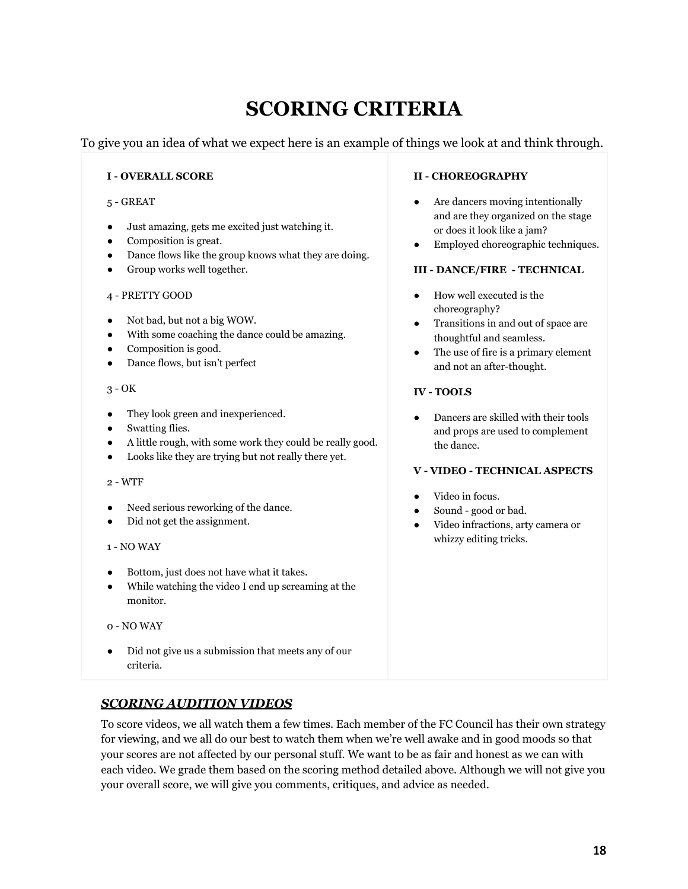# SCORING CRITERIA

To give you an idea of what we expect here is an example of things we look at and think through.

**I - OVERALL SCORE**

5 - GREAT

- Just amazing, gets me excited just watching it.
- Composition is great.
- Dance flows like the group knows what they are doing.
- Group works well together.

4 - PRETTY GOOD

- Not bad, but not a big WOW.
- With some coaching the dance could be amazing.
- Composition is good.
- Dance flows, but isn't perfect

3 - OK

- They look green and inexperienced.
- Swatting flies.
- A little rough, with some work they could be really good.
- Looks like they are trying but not really there yet.

2 - WTF

- Need serious reworking of the dance.
- Did not get the assignment.

1 - NO WAY

- Bottom, just does not have what it takes.
- While watching the video I end up screaming at the monitor.

0 - NO WAY

- Did not give us a submission that meets any of our criteria.

**II - CHOREOGRAPHY**

- Are dancers moving intentionally and are they organized on the stage or does it look like a jam?
- Employed choreographic techniques.

**III - DANCE/FIRE - TECHNICAL**

- How well executed is the choreography?
- Transitions in and out of space are thoughtful and seamless.
- The use of fire is a primary element and not an after-thought.

**IV - TOOLS**

- Dancers are skilled with their tools and props are used to complement the dance.

**V - VIDEO - TECHNICAL ASPECTS**

- Video in focus.
- Sound - good or bad.
- Video infractions, arty camera or whizzy editing tricks.

## ***SCORING AUDITION VIDEOS***

To score videos, we all watch them a few times. Each member of the FC Council has their own strategy for viewing, and we all do our best to watch them when we're well awake and in good moods so that your scores are not affected by our personal stuff. We want to be as fair and honest as we can with each video. We grade them based on the scoring method detailed above. Although we will not give you your overall score, we will give you comments, critiques, and advice as needed.